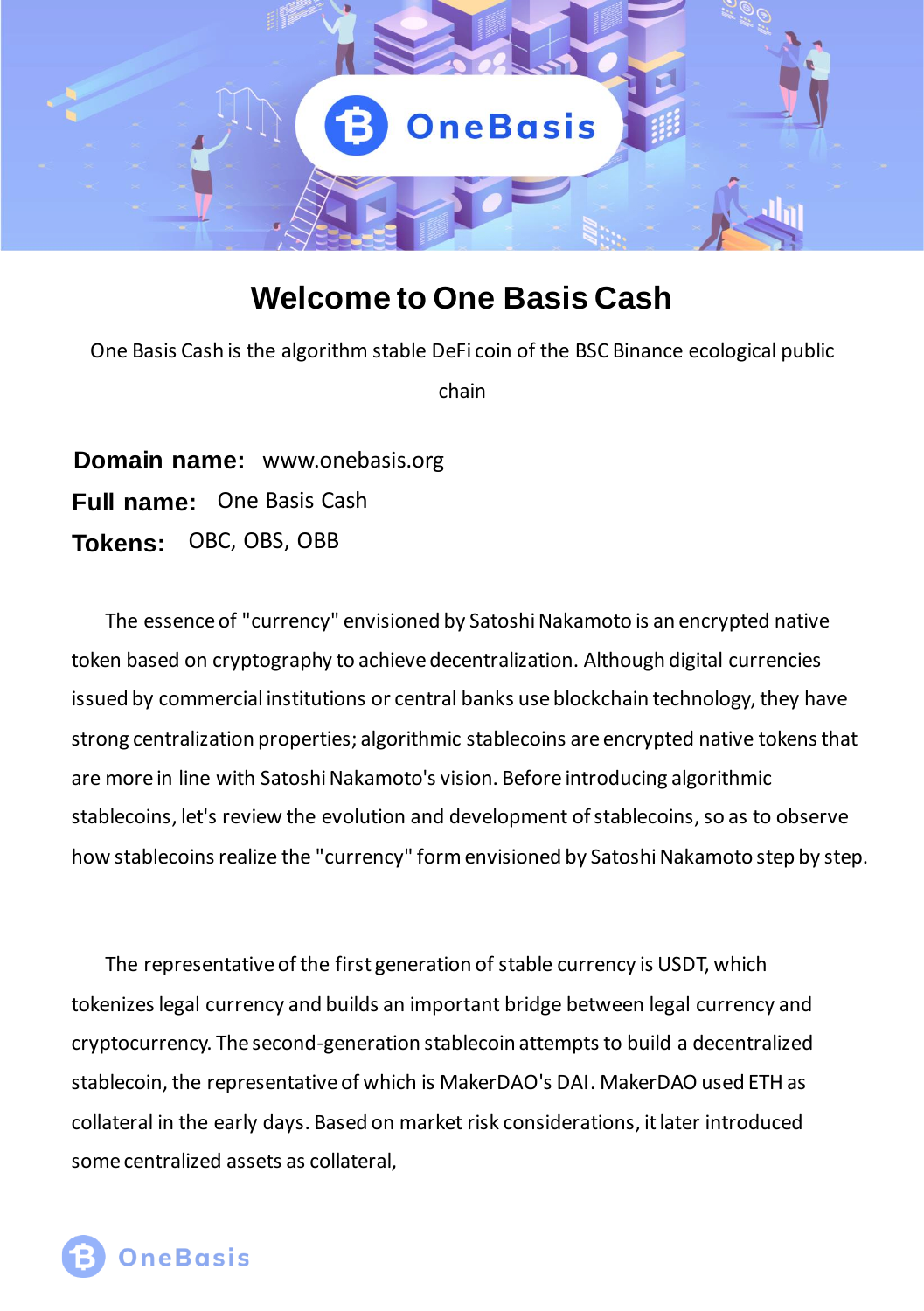# Welcome to One Basis Cash

One Basis Cash is the algorithm stable DeFi coin of the BSC Binance ecological public chain

**Domain name:** www.onebasis.org

**Full name:** One Basis Cash

**Tokens:** OBC, OBS, OBB

The essence of "currency" envisioned by Satoshi Nakamoto is an encrypted native token based on cryptography to achieve decentralization. Although digital currencies issued by commercial institutions or central banks use blockchain technology, they have strong centralization properties; algorithmic stablecoins are encrypted native tokens that are more in line with Satoshi Nakamoto's vision. Before introducing algorithmic stablecoins, let's review the evolution and development of stablecoins, so as to observe how stablecoins realize the "currency" form envisioned by Satoshi Nakamoto step by step.

The representative of the first generation of stable currency is USDT, which tokenizes legal currency and builds an important bridge between legal currency and cryptocurrency. The second-generation stablecoin attempts to build a decentralized stablecoin, the representative of which is MakerDAO's DAI. MakerDAO used ETH as collateral in the early days. Based on market risk considerations, it later introduced some centralized assets as collateral,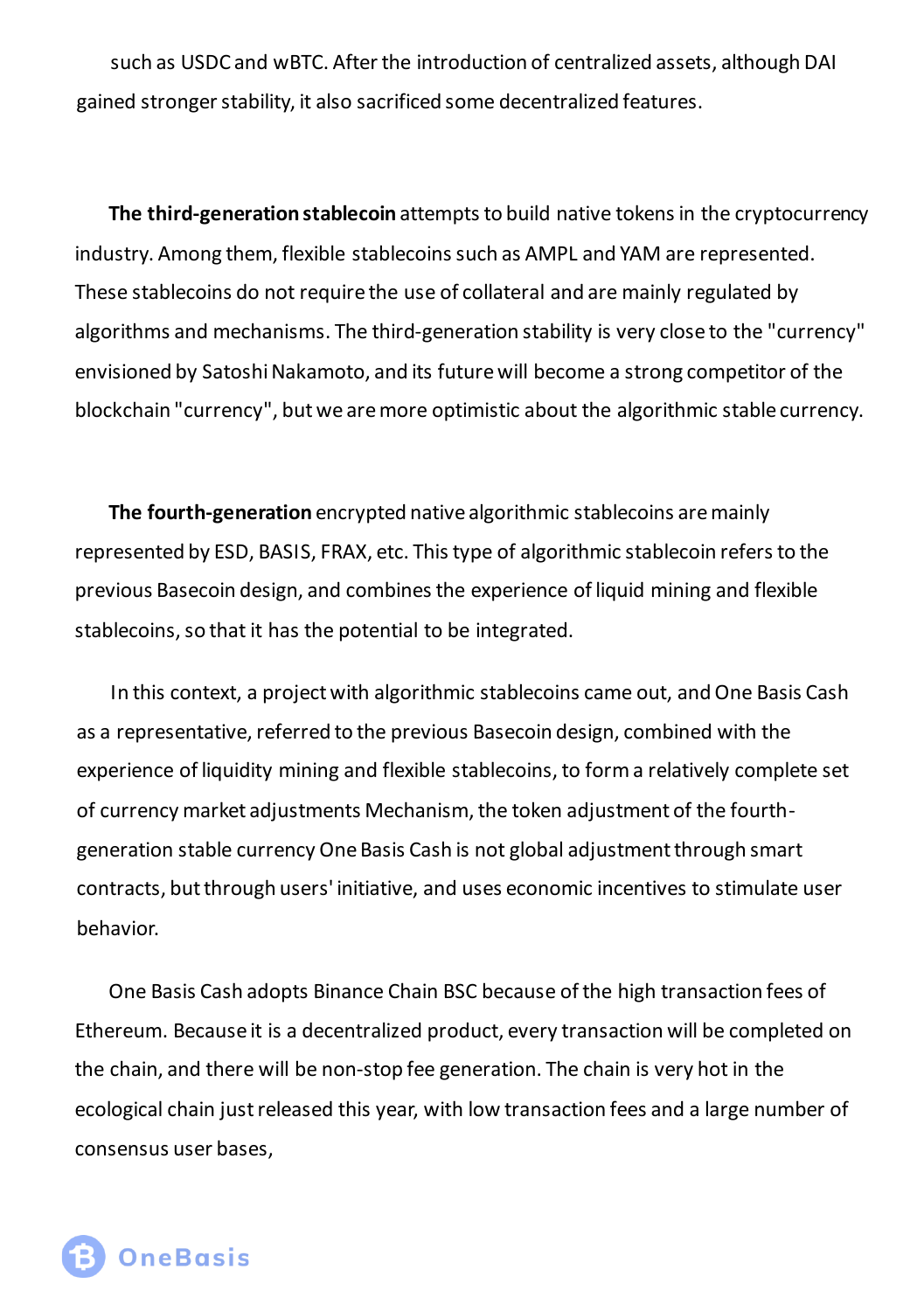such as USDC and wBTC. After the introduction of centralized assets, although DAI gained stronger stability, it also sacrificed some decentralized features.

**The third-generation stablecoin** attempts to build native tokens in the cryptocurrency industry. Among them, flexible stablecoins such as AMPL and YAM are represented. These stablecoins do not require the use of collateral and are mainly regulated by algorithms and mechanisms. The third-generation stability is very close to the "currency" envisioned by Satoshi Nakamoto, and its future will become a strong competitor of the blockchain "currency", but we are more optimistic about the algorithmic stable currency.

**The fourth-generation** encrypted native algorithmic stablecoins are mainly represented by ESD, BASIS, FRAX, etc. This type of algorithmic stablecoin refers to the previous Basecoin design, and combines the experience of liquid mining and flexible stablecoins, so that it has the potential to be integrated.

In this context, a project with algorithmic stablecoins came out, and One Basis Cash as a representative, referred to the previous Basecoin design, combined with the experience of liquidity mining and flexible stablecoins, to form a relatively complete set of currency market adjustments Mechanism, the token adjustment of the fourth-generation stable currency One Basis Cash is not global adjustment through smart contracts, but through users' initiative, and uses economic incentives to stimulate user behavior.

One Basis Cash adopts Binance Chain BSC because of the high transaction fees of Ethereum. Because it is a decentralized product, every transaction will be completed on the chain, and there will be non-stop fee generation. The chain is very hot in the ecological chain just released this year, with low transaction fees and a large number of consensus user bases,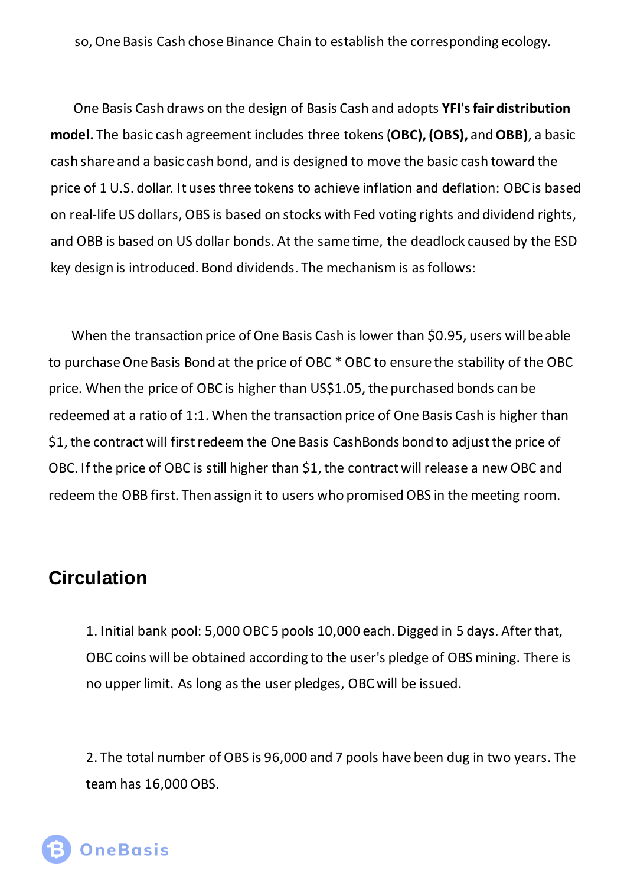so, One Basis Cash chose Binance Chain to establish the corresponding ecology.

One Basis Cash draws on the design of Basis Cash and adopts **YFI's fair distribution model.** The basic cash agreement includes three tokens (**OBC), (OBS),** and **OBB)**, a basic cash share and a basic cash bond, and is designed to move the basic cash toward the price of 1 U.S. dollar. It uses three tokens to achieve inflation and deflation: OBC is based on real-life US dollars, OBS is based on stocks with Fed voting rights and dividend rights, and OBB is based on US dollar bonds. At the same time, the deadlock caused by the ESD key design is introduced. Bond dividends. The mechanism is as follows:

When the transaction price of One Basis Cash is lower than $0.95, users will be able to purchase One Basis Bond at the price of OBC * OBC to ensure the stability of the OBC price. When the price of OBC is higher than US$1.05, the purchased bonds can be redeemed at a ratio of 1:1. When the transaction price of One Basis Cash is higher than $1, the contract will first redeem the One Basis CashBonds bond to adjust the price of OBC. If the price of OBC is still higher than $1, the contract will release a new OBC and redeem the OBB first. Then assign it to users who promised OBS in the meeting room.

## Circulation

1. Initial bank pool: 5,000 OBC 5 pools 10,000 each. Digged in 5 days. After that, OBC coins will be obtained according to the user's pledge of OBS mining. There is no upper limit. As long as the user pledges, OBC will be issued.

2. The total number of OBS is 96,000 and 7 pools have been dug in two years. The team has 16,000 OBS.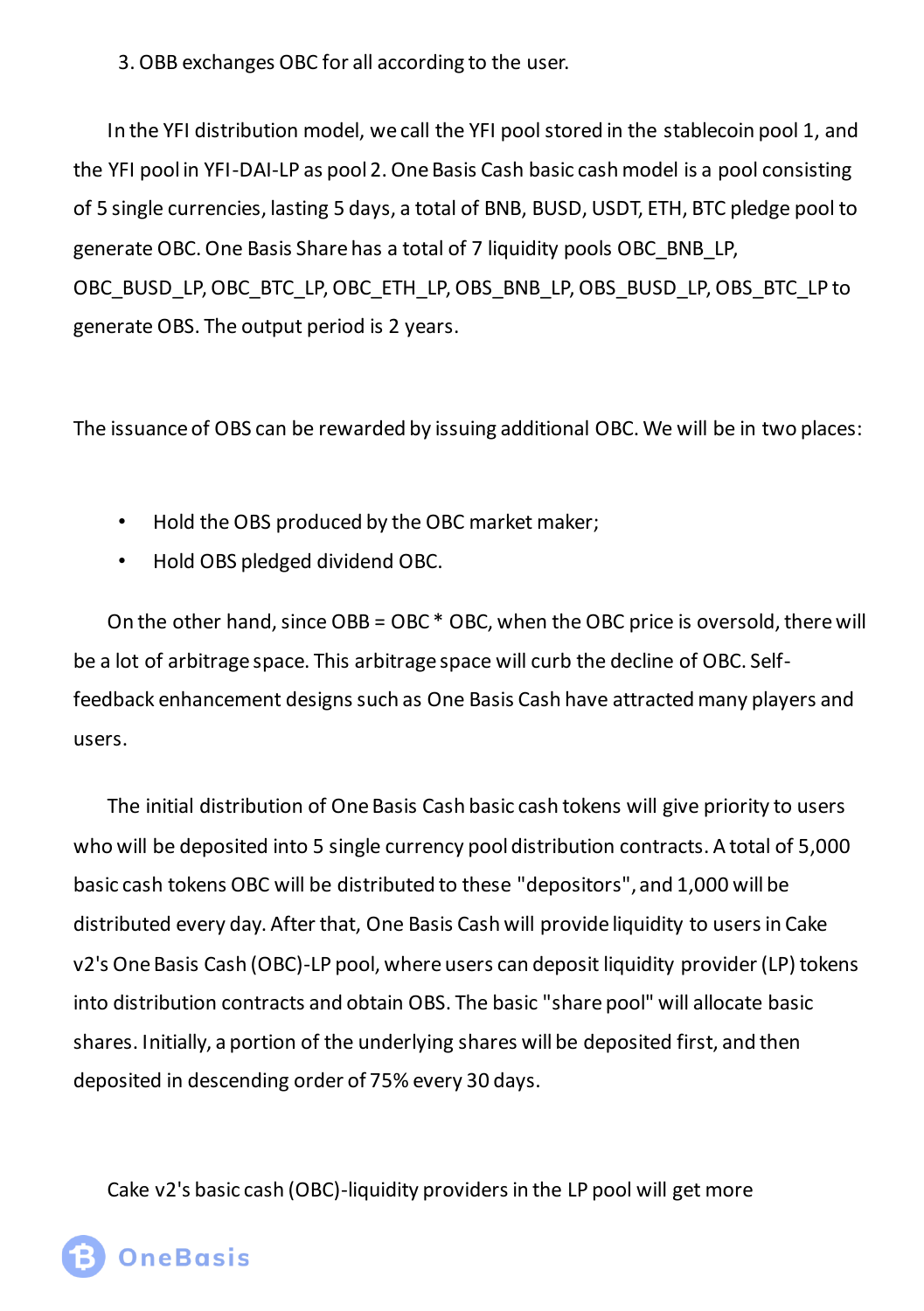3. OBB exchanges OBC for all according to the user.

In the YFI distribution model, we call the YFI pool stored in the stablecoin pool 1, and the YFI pool in YFI-DAI-LP as pool 2. One Basis Cash basic cash model is a pool consisting of 5 single currencies, lasting 5 days, a total of BNB, BUSD, USDT, ETH, BTC pledge pool to generate OBC. One Basis Share has a total of 7 liquidity pools OBC_BNB_LP, OBC_BUSD_LP, OBC_BTC_LP, OBC_ETH_LP, OBS_BNB_LP, OBS_BUSD_LP, OBS_BTC_LP to generate OBS. The output period is 2 years.

The issuance of OBS can be rewarded by issuing additional OBC. We will be in two places:

- Hold the OBS produced by the OBC market maker;
- Hold OBS pledged dividend OBC.

On the other hand, since OBB = OBC * OBC, when the OBC price is oversold, there will be a lot of arbitrage space. This arbitrage space will curb the decline of OBC. Self-feedback enhancement designs such as One Basis Cash have attracted many players and users.

The initial distribution of One Basis Cash basic cash tokens will give priority to users who will be deposited into 5 single currency pool distribution contracts. A total of 5,000 basic cash tokens OBC will be distributed to these "depositors", and 1,000 will be distributed every day. After that, One Basis Cash will provide liquidity to users in Cake v2's One Basis Cash (OBC)-LP pool, where users can deposit liquidity provider (LP) tokens into distribution contracts and obtain OBS. The basic "share pool" will allocate basic shares. Initially, a portion of the underlying shares will be deposited first, and then deposited in descending order of 75% every 30 days.

Cake v2's basic cash (OBC)-liquidity providers in the LP pool will get more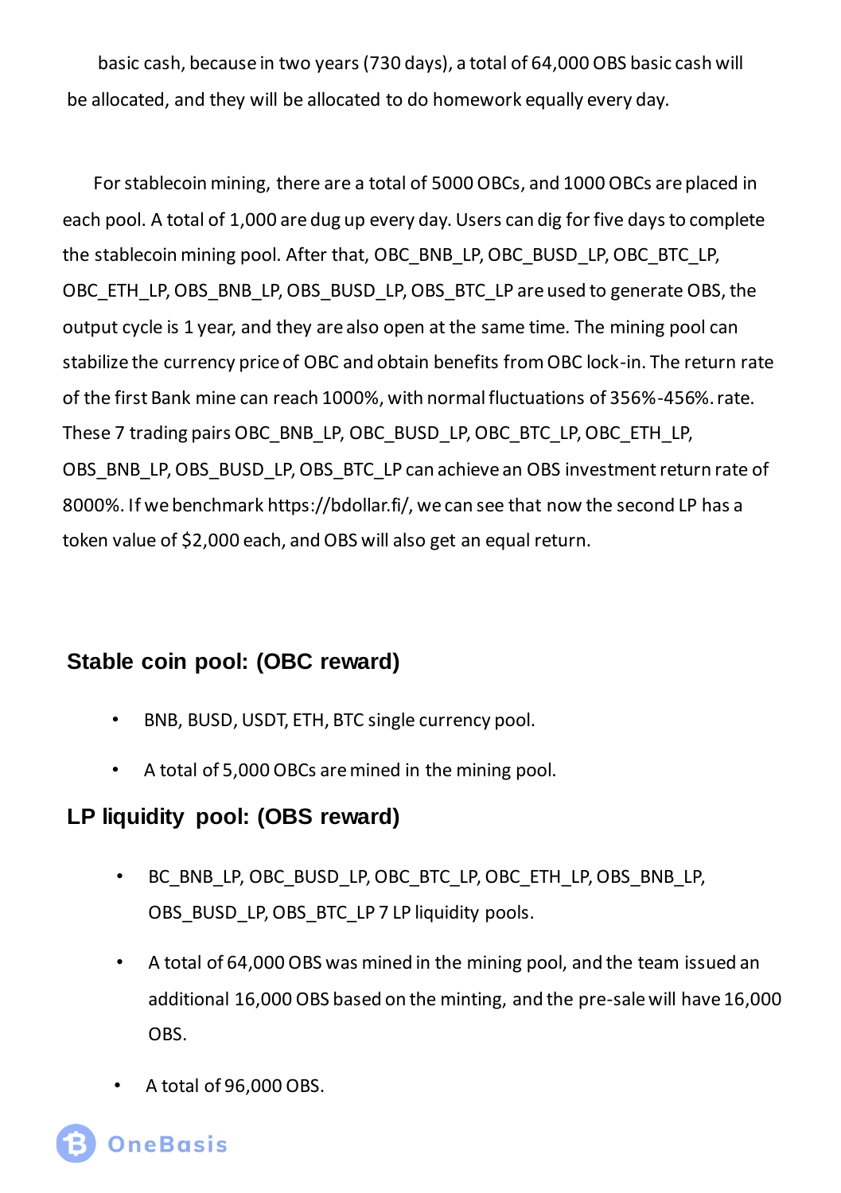basic cash, because in two years (730 days), a total of 64,000 OBS basic cash will be allocated, and they will be allocated to do homework equally every day.

For stablecoin mining, there are a total of 5000 OBCs, and 1000 OBCs are placed in each pool. A total of 1,000 are dug up every day. Users can dig for five days to complete the stablecoin mining pool. After that, OBC_BNB_LP, OBC_BUSD_LP, OBC_BTC_LP, OBC_ETH_LP, OBS_BNB_LP, OBS_BUSD_LP, OBS_BTC_LP are used to generate OBS, the output cycle is 1 year, and they are also open at the same time. The mining pool can stabilize the currency price of OBC and obtain benefits from OBC lock-in. The return rate of the first Bank mine can reach 1000%, with normal fluctuations of 356%-456%. rate. These 7 trading pairs OBC_BNB_LP, OBC_BUSD_LP, OBC_BTC_LP, OBC_ETH_LP, OBS_BNB_LP, OBS_BUSD_LP, OBS_BTC_LP can achieve an OBS investment return rate of 8000%. If we benchmark https://bdollar.fi/, we can see that now the second LP has a token value of $2,000 each, and OBS will also get an equal return.

## Stable coin pool: (OBC reward)

- BNB, BUSD, USDT, ETH, BTC single currency pool.
- A total of 5,000 OBCs are mined in the mining pool.

## LP liquidity pool: (OBS reward)

- BC_BNB_LP, OBC_BUSD_LP, OBC_BTC_LP, OBC_ETH_LP, OBS_BNB_LP, OBS_BUSD_LP, OBS_BTC_LP 7 LP liquidity pools.
- A total of 64,000 OBS was mined in the mining pool, and the team issued an additional 16,000 OBS based on the minting, and the pre-sale will have 16,000 OBS.
- A total of 96,000 OBS.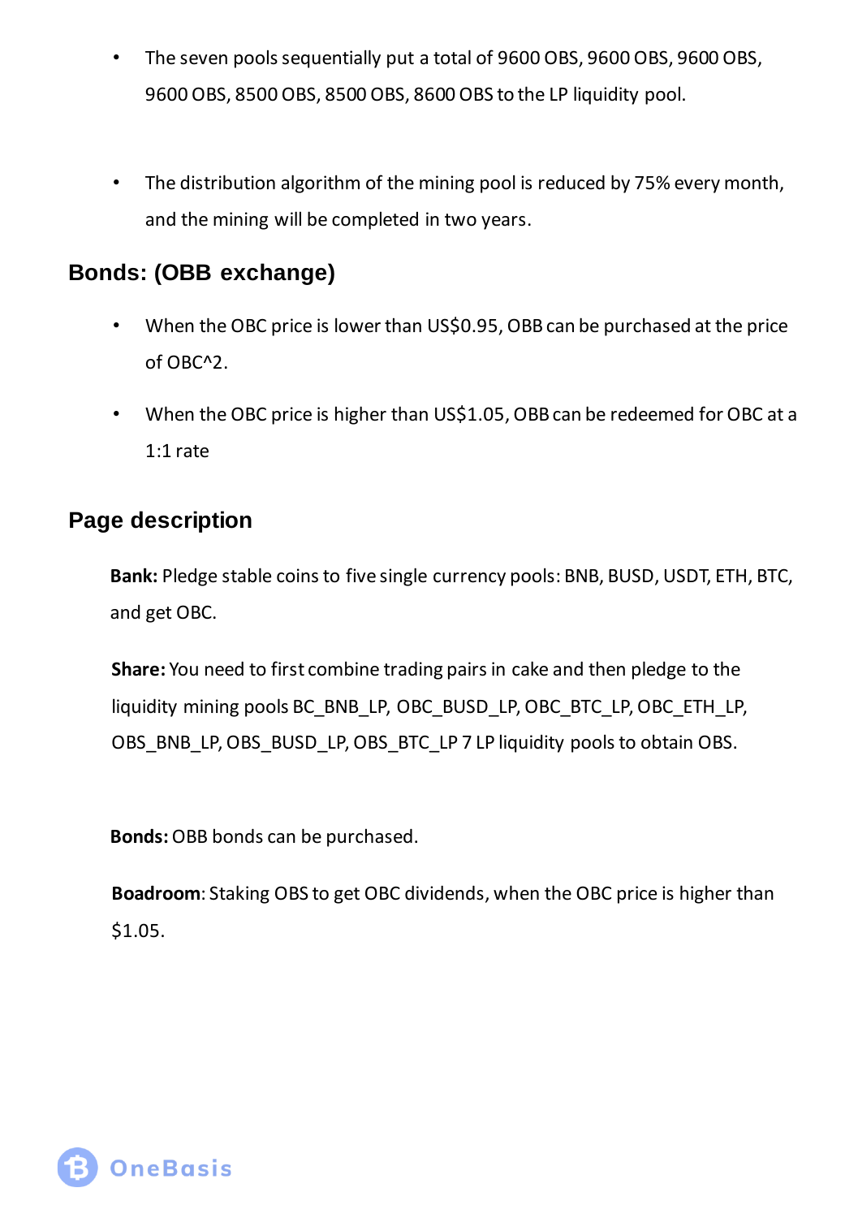- The seven pools sequentially put a total of 9600 OBS, 9600 OBS, 9600 OBS, 9600 OBS, 8500 OBS, 8500 OBS, 8600 OBS to the LP liquidity pool.

- The distribution algorithm of the mining pool is reduced by 75% every month, and the mining will be completed in two years.

## Bonds: (OBB exchange)

- When the OBC price is lower than US$0.95, OBB can be purchased at the price of OBC^2.
- When the OBC price is higher than US$1.05, OBB can be redeemed for OBC at a 1:1 rate

## Page description

**Bank:** Pledge stable coins to five single currency pools: BNB, BUSD, USDT, ETH, BTC, and get OBC.

**Share:** You need to first combine trading pairs in cake and then pledge to the liquidity mining pools BC_BNB_LP, OBC_BUSD_LP, OBC_BTC_LP, OBC_ETH_LP, OBS_BNB_LP, OBS_BUSD_LP, OBS_BTC_LP 7 LP liquidity pools to obtain OBS.

**Bonds:** OBB bonds can be purchased.

**Boadroom**: Staking OBS to get OBC dividends, when the OBC price is higher than $1.05.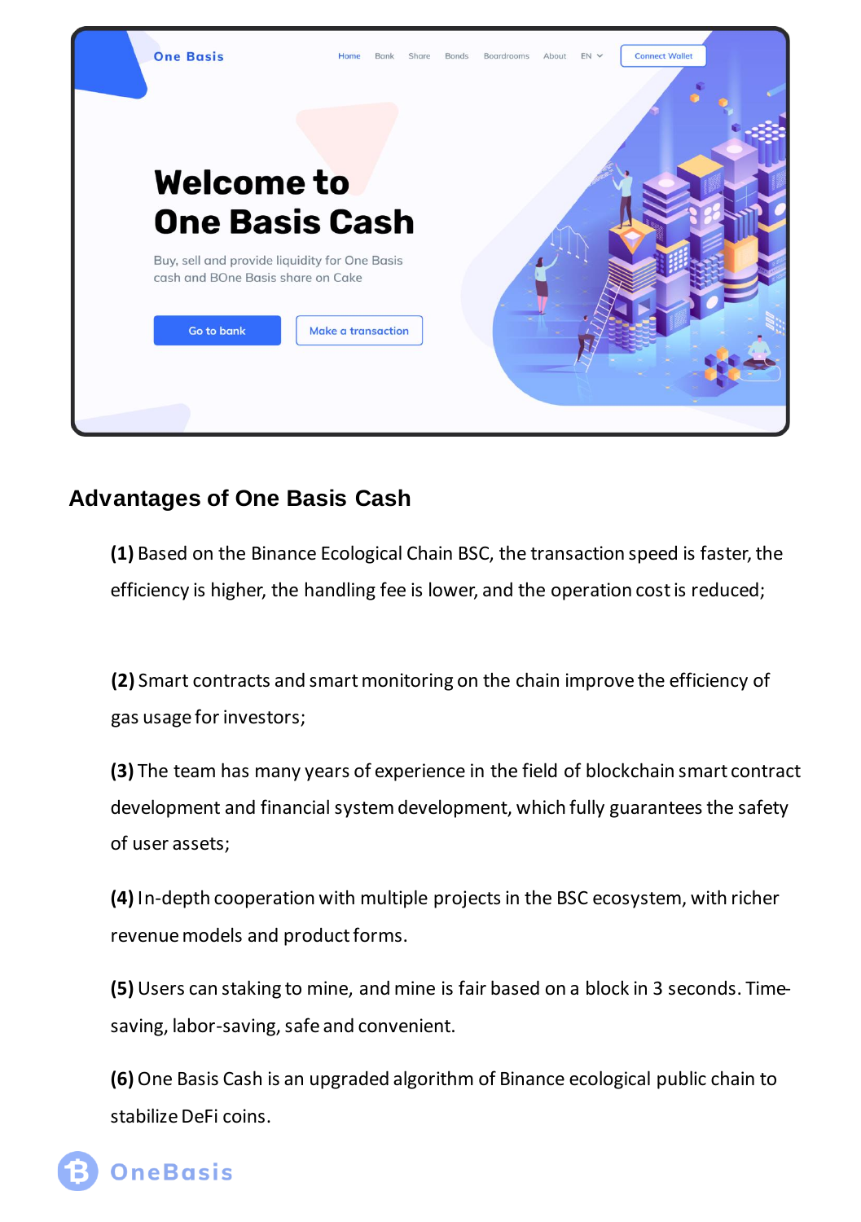## Advantages of One Basis Cash

**(1)** Based on the Binance Ecological Chain BSC, the transaction speed is faster, the efficiency is higher, the handling fee is lower, and the operation cost is reduced;

**(2)** Smart contracts and smart monitoring on the chain improve the efficiency of gas usage for investors;

**(3)** The team has many years of experience in the field of blockchain smart contract development and financial system development, which fully guarantees the safety of user assets;

**(4)** In-depth cooperation with multiple projects in the BSC ecosystem, with richer revenue models and product forms.

**(5)** Users can staking to mine, and mine is fair based on a block in 3 seconds. Time-saving, labor-saving, safe and convenient.

**(6)** One Basis Cash is an upgraded algorithm of Binance ecological public chain to stabilize DeFi coins.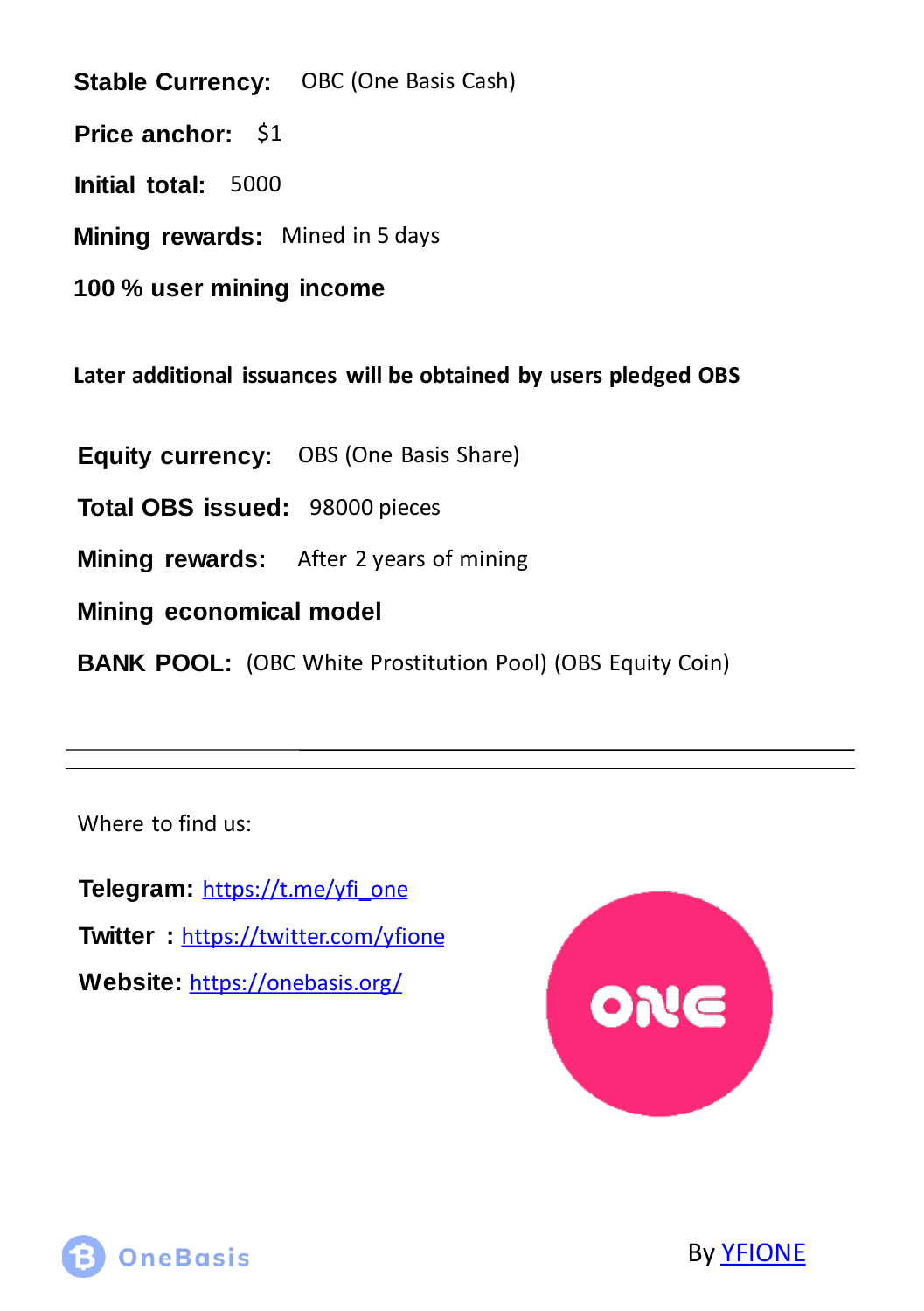**Stable Currency:** OBC (One Basis Cash)

**Price anchor:** $1

**Initial total:** 5000

**Mining rewards:** Mined in 5 days

**100 % user mining income**

**Later additional issuances will be obtained by users pledged OBS**

**Equity currency:** OBS (One Basis Share)

**Total OBS issued:** 98000 pieces

**Mining rewards:** After 2 years of mining

**Mining economical model**

**BANK POOL:** (OBC White Prostitution Pool) (OBS Equity Coin)

---

Where to find us:

**Telegram:** [https://t.me/yfi_one](https://t.me/yfi_one)

**Twitter :** [https://twitter.com/yfione](https://twitter.com/yfione)

**Website:** [https://onebasis.org/](https://onebasis.org/)

ONE

OneBasis

By [YFIONE](YFIONE)